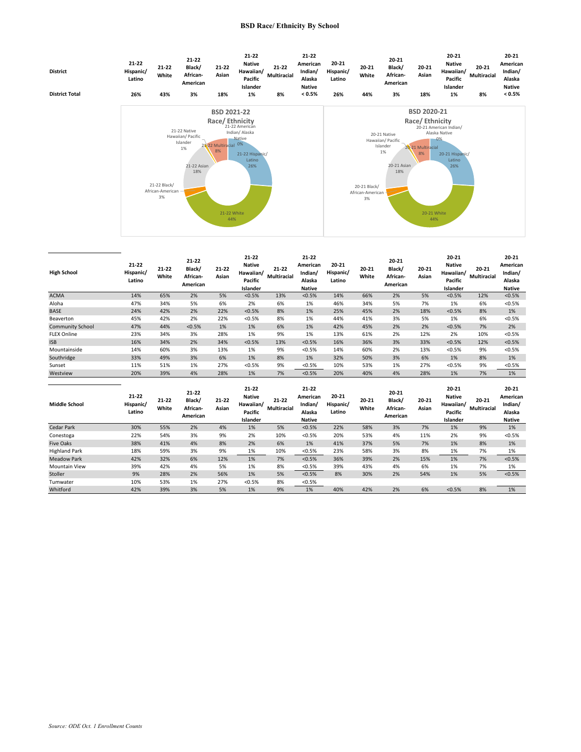# BSD Race/ Ethnicity By School

| District | 21-22 Hispanic/ Latino | 21-22 White | 21-22 Black/ African-American | 21-22 Asian | 21-22 Native Hawaiian/ Pacific Islander | 21-22 Multiracial | 21-22 American Indian/ Alaska Native | 20-21 Hispanic/ Latino | 20-21 White | 20-21 Black/ African-American | 20-21 Asian | 20-21 Native Hawaiian/ Pacific Islander | 20-21 Multiracial | 20-21 American Indian/ Alaska Native |
|---|---|---|---|---|---|---|---|---|---|---|---|---|---|---|
| **District Total** | **26%** | **43%** | **3%** | **18%** | **1%** | **8%** | **< 0.5%** | **26%** | **44%** | **3%** | **18%** | **1%** | **8%** | **< 0.5%** |

**BSD 2021-22 Race/ Ethnicity**

- 21-22 Hispanic/ Latino 26%
- 21-22 White 44%
- 21-22 Black/ African-American 3%
- 21-22 Asian 18%
- 21-22 Native Hawaiian/ Pacific Islander 1%
- 21-22 Multiracial 8%
- 21-22 American Indian/ Alaska Native 0%

**BSD 2020-21 Race/ Ethnicity**

- 20-21 Hispanic/ Latino 26%
- 20-21 White 44%
- 20-21 Black/ African-American 3%
- 20-21 Asian 18%
- 20-21 Native Hawaiian/ Pacific Islander 1%
- 20-21 Multiracial 8%
- 20-21 American Indian/ Alaska Native 0%

| High School | 21-22 Hispanic/ Latino | 21-22 White | 21-22 Black/ African-American | 21-22 Asian | 21-22 Native Hawaiian/ Pacific Islander | 21-22 Multiracial | 21-22 American Indian/ Alaska Native | 20-21 Hispanic/ Latino | 20-21 White | 20-21 Black/ African-American | 20-21 Asian | 20-21 Native Hawaiian/ Pacific Islander | 20-21 Multiracial | 20-21 American Indian/ Alaska Native |
|---|---|---|---|---|---|---|---|---|---|---|---|---|---|---|
| ACMA | 14% | 65% | 2% | 5% | <0.5% | 13% | <0.5% | 14% | 66% | 2% | 5% | <0.5% | 12% | <0.5% |
| Aloha | 47% | 34% | 5% | 6% | 2% | 6% | 1% | 46% | 34% | 5% | 7% | 1% | 6% | <0.5% |
| BASE | 24% | 42% | 2% | 22% | <0.5% | 8% | 1% | 25% | 45% | 2% | 18% | <0.5% | 8% | 1% |
| Beaverton | 45% | 42% | 2% | 22% | <0.5% | 8% | 1% | 44% | 41% | 3% | 5% | 1% | 6% | <0.5% |
| Community School | 47% | 44% | <0.5% | 1% | 1% | 6% | 1% | 42% | 45% | 2% | 2% | <0.5% | 7% | 2% |
| FLEX Online | 23% | 34% | 3% | 28% | 1% | 9% | 1% | 13% | 61% | 2% | 12% | 2% | 10% | <0.5% |
| ISB | 16% | 34% | 2% | 34% | <0.5% | 13% | <0.5% | 16% | 36% | 3% | 33% | <0.5% | 12% | <0.5% |
| Mountainside | 14% | 60% | 3% | 13% | 1% | 9% | <0.5% | 14% | 60% | 2% | 13% | <0.5% | 9% | <0.5% |
| Southridge | 33% | 49% | 3% | 6% | 1% | 8% | 1% | 32% | 50% | 3% | 6% | 1% | 8% | 1% |
| Sunset | 11% | 51% | 1% | 27% | <0.5% | 9% | <0.5% | 10% | 53% | 1% | 27% | <0.5% | 9% | <0.5% |
| Westview | 20% | 39% | 4% | 28% | 1% | 7% | <0.5% | 20% | 40% | 4% | 28% | 1% | 7% | 1% |

| Middle School | 21-22 Hispanic/ Latino | 21-22 White | 21-22 Black/ African-American | 21-22 Asian | 21-22 Native Hawaiian/ Pacific Islander | 21-22 Multiracial | 21-22 American Indian/ Alaska Native | 20-21 Hispanic/ Latino | 20-21 White | 20-21 Black/ African-American | 20-21 Asian | 20-21 Native Hawaiian/ Pacific Islander | 20-21 Multiracial | 20-21 American Indian/ Alaska Native |
|---|---|---|---|---|---|---|---|---|---|---|---|---|---|---|
| Cedar Park | 30% | 55% | 2% | 4% | 1% | 5% | <0.5% | 22% | 58% | 3% | 7% | 1% | 9% | 1% |
| Conestoga | 22% | 54% | 3% | 9% | 2% | 10% | <0.5% | 20% | 53% | 4% | 11% | 2% | 9% | <0.5% |
| Five Oaks | 38% | 41% | 4% | 8% | 2% | 6% | 1% | 41% | 37% | 5% | 7% | 1% | 8% | 1% |
| Highland Park | 18% | 59% | 3% | 9% | 1% | 10% | <0.5% | 23% | 58% | 3% | 8% | 1% | 7% | 1% |
| Meadow Park | 42% | 32% | 6% | 12% | 1% | 7% | <0.5% | 36% | 39% | 2% | 15% | 1% | 7% | <0.5% |
| Mountain View | 39% | 42% | 4% | 5% | 1% | 8% | <0.5% | 39% | 43% | 4% | 6% | 1% | 7% | 1% |
| Stoller | 9% | 28% | 2% | 56% | 1% | 5% | <0.5% | 8% | 30% | 2% | 54% | 1% | 5% | <0.5% |
| Tumwater | 10% | 53% | 1% | 27% | <0.5% | 8% | <0.5% | | | | | | | |
| Whitford | 42% | 39% | 3% | 5% | 1% | 9% | 1% | 40% | 42% | 2% | 6% | <0.5% | 8% | 1% |

*Source: ODE Oct. 1 Enrollment Counts*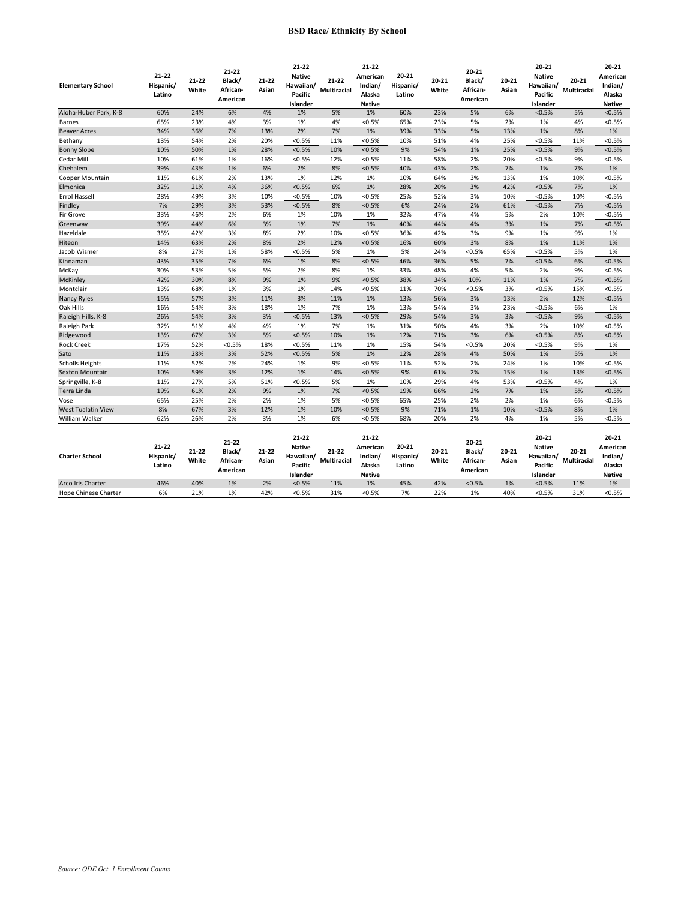# BSD Race/ Ethnicity By School

| Elementary School | 21-22 Hispanic/ Latino | 21-22 White | 21-22 Black/ African-American | 21-22 Asian | 21-22 Native Hawaiian/ Pacific Islander | 21-22 Multiracial | 21-22 American Indian/ Alaska Native | 20-21 Hispanic/ Latino | 20-21 White | 20-21 Black/ African-American | 20-21 Asian | 20-21 Native Hawaiian/ Pacific Islander | 20-21 Multiracial | 20-21 American Indian/ Alaska Native |
|---|---|---|---|---|---|---|---|---|---|---|---|---|---|---|
| Aloha-Huber Park, K-8 | 60% | 24% | 6% | 4% | 1% | 5% | 1% | 60% | 23% | 5% | 6% | <0.5% | 5% | <0.5% |
| Barnes | 65% | 23% | 4% | 3% | 1% | 4% | <0.5% | 65% | 23% | 5% | 2% | 1% | 4% | <0.5% |
| Beaver Acres | 34% | 36% | 7% | 13% | 2% | 7% | 1% | 39% | 33% | 5% | 13% | 1% | 8% | 1% |
| Bethany | 13% | 54% | 2% | 20% | <0.5% | 11% | <0.5% | 10% | 51% | 4% | 25% | <0.5% | 11% | <0.5% |
| Bonny Slope | 10% | 50% | 1% | 28% | <0.5% | 10% | <0.5% | 9% | 54% | 1% | 25% | <0.5% | 9% | <0.5% |
| Cedar Mill | 10% | 61% | 1% | 16% | <0.5% | 12% | <0.5% | 11% | 58% | 2% | 20% | <0.5% | 9% | <0.5% |
| Chehalem | 39% | 43% | 1% | 6% | 2% | 8% | <0.5% | 40% | 43% | 2% | 7% | 1% | 7% | 1% |
| Cooper Mountain | 11% | 61% | 2% | 13% | 1% | 12% | 1% | 10% | 64% | 3% | 13% | 1% | 10% | <0.5% |
| Elmonica | 32% | 21% | 4% | 36% | <0.5% | 6% | 1% | 28% | 20% | 3% | 42% | <0.5% | 7% | 1% |
| Errol Hassell | 28% | 49% | 3% | 10% | <0.5% | 10% | <0.5% | 25% | 52% | 3% | 10% | <0.5% | 10% | <0.5% |
| Findley | 7% | 29% | 3% | 53% | <0.5% | 8% | <0.5% | 6% | 24% | 2% | 61% | <0.5% | 7% | <0.5% |
| Fir Grove | 33% | 46% | 2% | 6% | 1% | 10% | 1% | 32% | 47% | 4% | 5% | 2% | 10% | <0.5% |
| Greenway | 39% | 44% | 6% | 3% | 1% | 7% | 1% | 40% | 44% | 4% | 3% | 1% | 7% | <0.5% |
| Hazeldale | 35% | 42% | 3% | 8% | 2% | 10% | <0.5% | 36% | 42% | 3% | 9% | 1% | 9% | 1% |
| Hiteon | 14% | 63% | 2% | 8% | 2% | 12% | <0.5% | 16% | 60% | 3% | 8% | 1% | 11% | 1% |
| Jacob Wismer | 8% | 27% | 1% | 58% | <0.5% | 5% | 1% | 5% | 24% | <0.5% | 65% | <0.5% | 5% | 1% |
| Kinnaman | 43% | 35% | 7% | 6% | 1% | 8% | <0.5% | 46% | 36% | 5% | 7% | <0.5% | 6% | <0.5% |
| McKay | 30% | 53% | 5% | 5% | 2% | 8% | 1% | 33% | 48% | 4% | 5% | 2% | 9% | <0.5% |
| McKinley | 42% | 30% | 8% | 9% | 1% | 9% | <0.5% | 38% | 34% | 10% | 11% | 1% | 7% | <0.5% |
| Montclair | 13% | 68% | 1% | 3% | 1% | 14% | <0.5% | 11% | 70% | <0.5% | 3% | <0.5% | 15% | <0.5% |
| Nancy Ryles | 15% | 57% | 3% | 11% | 3% | 11% | 1% | 13% | 56% | 3% | 13% | 2% | 12% | <0.5% |
| Oak Hills | 16% | 54% | 3% | 18% | 1% | 7% | 1% | 13% | 54% | 3% | 23% | <0.5% | 6% | 1% |
| Raleigh Hills, K-8 | 26% | 54% | 3% | 3% | <0.5% | 13% | <0.5% | 29% | 54% | 3% | 3% | <0.5% | 9% | <0.5% |
| Raleigh Park | 32% | 51% | 4% | 4% | 1% | 7% | 1% | 31% | 50% | 4% | 3% | 2% | 10% | <0.5% |
| Ridgewood | 13% | 67% | 3% | 5% | <0.5% | 10% | 1% | 12% | 71% | 3% | 6% | <0.5% | 8% | <0.5% |
| Rock Creek | 17% | 52% | <0.5% | 18% | <0.5% | 11% | 1% | 15% | 54% | <0.5% | 20% | <0.5% | 9% | 1% |
| Sato | 11% | 28% | 3% | 52% | <0.5% | 5% | 1% | 12% | 28% | 4% | 50% | 1% | 5% | 1% |
| Scholls Heights | 11% | 52% | 2% | 24% | 1% | 9% | <0.5% | 11% | 52% | 2% | 24% | 1% | 10% | <0.5% |
| Sexton Mountain | 10% | 59% | 3% | 12% | 1% | 14% | <0.5% | 9% | 61% | 2% | 15% | 1% | 13% | <0.5% |
| Springville, K-8 | 11% | 27% | 5% | 51% | <0.5% | 5% | 1% | 10% | 29% | 4% | 53% | <0.5% | 4% | 1% |
| Terra Linda | 19% | 61% | 2% | 9% | 1% | 7% | <0.5% | 19% | 66% | 2% | 7% | 1% | 5% | <0.5% |
| Vose | 65% | 25% | 2% | 2% | 1% | 5% | <0.5% | 65% | 25% | 2% | 2% | 1% | 6% | <0.5% |
| West Tualatin View | 8% | 67% | 3% | 12% | 1% | 10% | <0.5% | 9% | 71% | 1% | 10% | <0.5% | 8% | 1% |
| William Walker | 62% | 26% | 2% | 3% | 1% | 6% | <0.5% | 68% | 20% | 2% | 4% | 1% | 5% | <0.5% |

| Charter School | 21-22 Hispanic/ Latino | 21-22 White | 21-22 Black/ African-American | 21-22 Asian | 21-22 Native Hawaiian/ Pacific Islander | 21-22 Multiracial | 21-22 American Indian/ Alaska Native | 20-21 Hispanic/ Latino | 20-21 White | 20-21 Black/ African-American | 20-21 Asian | 20-21 Native Hawaiian/ Pacific Islander | 20-21 Multiracial | 20-21 American Indian/ Alaska Native |
|---|---|---|---|---|---|---|---|---|---|---|---|---|---|---|
| Arco Iris Charter | 46% | 40% | 1% | 2% | <0.5% | 11% | 1% | 45% | 42% | <0.5% | 1% | <0.5% | 11% | 1% |
| Hope Chinese Charter | 6% | 21% | 1% | 42% | <0.5% | 31% | <0.5% | 7% | 22% | 1% | 40% | <0.5% | 31% | <0.5% |

*Source: ODE Oct. 1 Enrollment Counts*